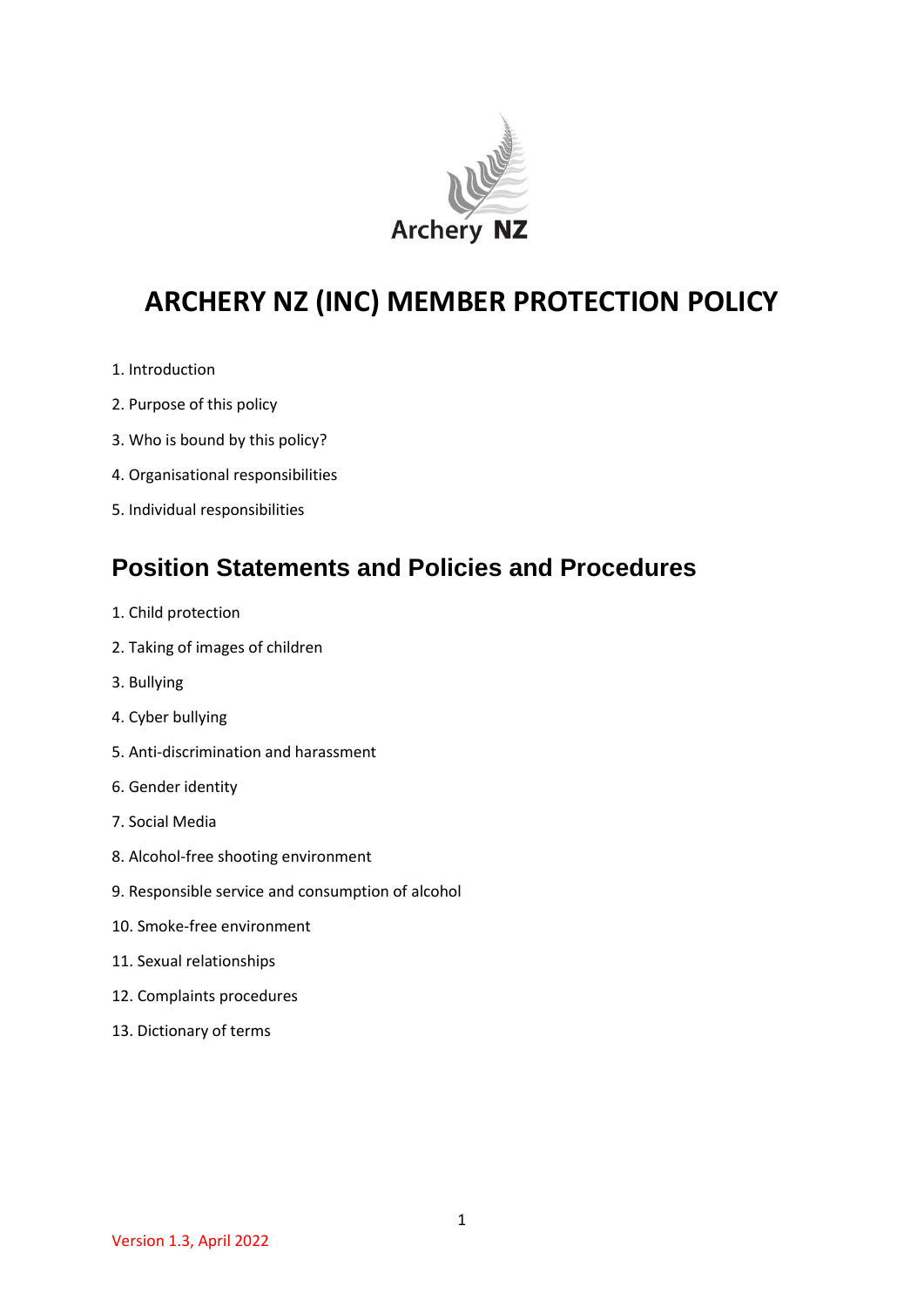Archery NZ

# ARCHERY NZ (INC) MEMBER PROTECTION POLICY

1. Introduction
2. Purpose of this policy
3. Who is bound by this policy?
4. Organisational responsibilities
5. Individual responsibilities

## Position Statements and Policies and Procedures

1. Child protection
2. Taking of images of children
3. Bullying
4. Cyber bullying
5. Anti-discrimination and harassment
6. Gender identity
7. Social Media
8. Alcohol-free shooting environment
9. Responsible service and consumption of alcohol
10. Smoke-free environment
11. Sexual relationships
12. Complaints procedures
13. Dictionary of terms

Version 1.3, April 2022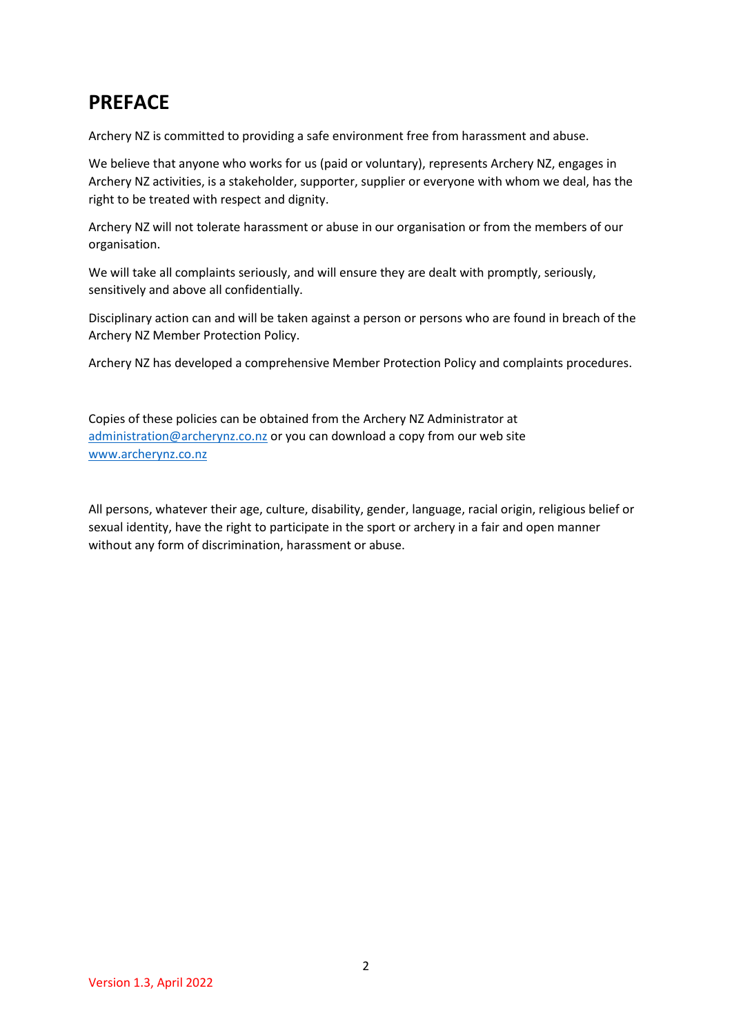# PREFACE

Archery NZ is committed to providing a safe environment free from harassment and abuse.

We believe that anyone who works for us (paid or voluntary), represents Archery NZ, engages in Archery NZ activities, is a stakeholder, supporter, supplier or everyone with whom we deal, has the right to be treated with respect and dignity.

Archery NZ will not tolerate harassment or abuse in our organisation or from the members of our organisation.

We will take all complaints seriously, and will ensure they are dealt with promptly, seriously, sensitively and above all confidentially.

Disciplinary action can and will be taken against a person or persons who are found in breach of the Archery NZ Member Protection Policy.

Archery NZ has developed a comprehensive Member Protection Policy and complaints procedures.

Copies of these policies can be obtained from the Archery NZ Administrator at administration@archerynz.co.nz or you can download a copy from our web site www.archerynz.co.nz

All persons, whatever their age, culture, disability, gender, language, racial origin, religious belief or sexual identity, have the right to participate in the sport or archery in a fair and open manner without any form of discrimination, harassment or abuse.

Version 1.3, April 2022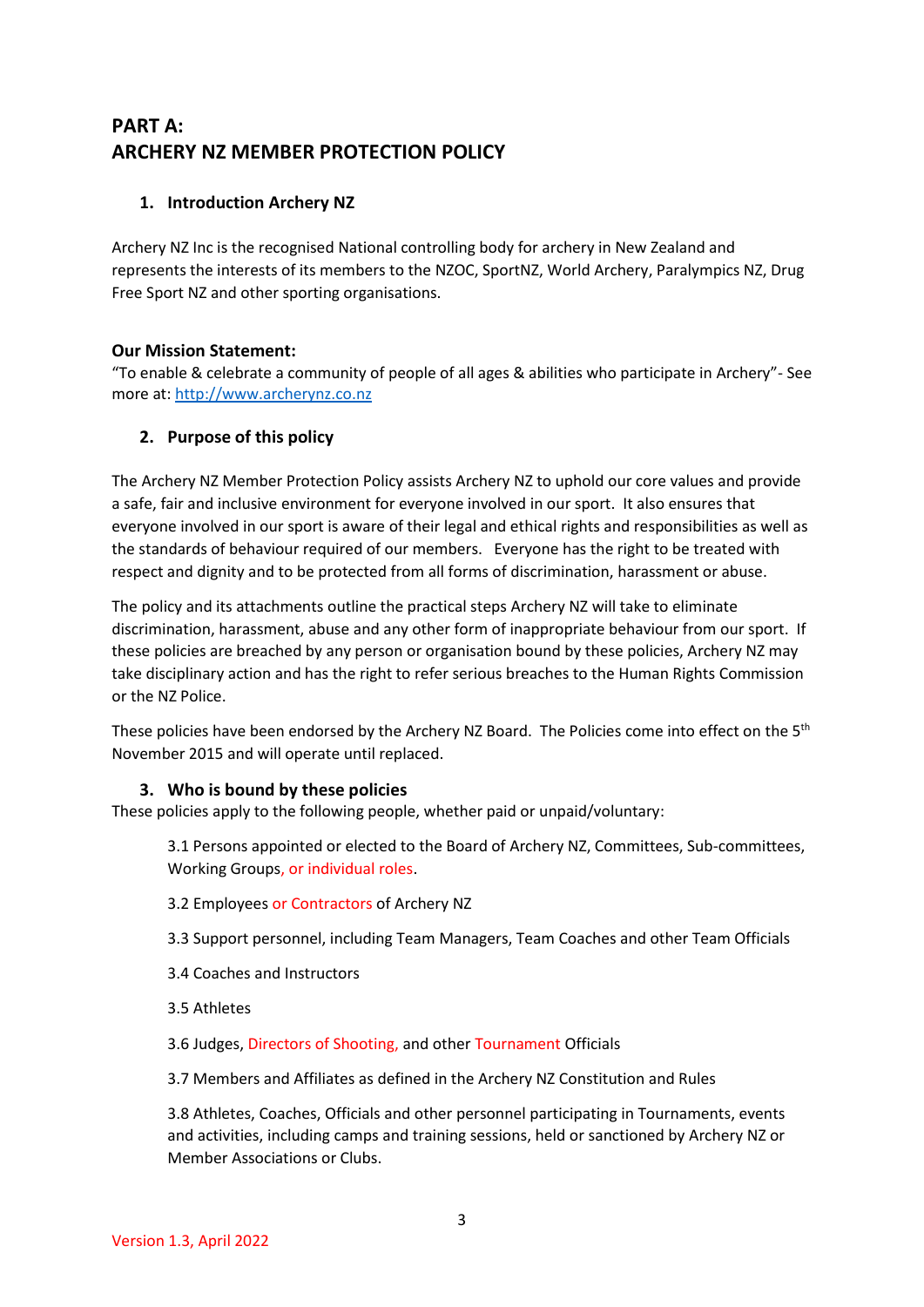# PART A:
# ARCHERY NZ MEMBER PROTECTION POLICY

## 1. Introduction Archery NZ

Archery NZ Inc is the recognised National controlling body for archery in New Zealand and represents the interests of its members to the NZOC, SportNZ, World Archery, Paralympics NZ, Drug Free Sport NZ and other sporting organisations.

**Our Mission Statement:**

"To enable & celebrate a community of people of all ages & abilities who participate in Archery"- See more at: http://www.archerynz.co.nz

## 2. Purpose of this policy

The Archery NZ Member Protection Policy assists Archery NZ to uphold our core values and provide a safe, fair and inclusive environment for everyone involved in our sport. It also ensures that everyone involved in our sport is aware of their legal and ethical rights and responsibilities as well as the standards of behaviour required of our members. Everyone has the right to be treated with respect and dignity and to be protected from all forms of discrimination, harassment or abuse.

The policy and its attachments outline the practical steps Archery NZ will take to eliminate discrimination, harassment, abuse and any other form of inappropriate behaviour from our sport. If these policies are breached by any person or organisation bound by these policies, Archery NZ may take disciplinary action and has the right to refer serious breaches to the Human Rights Commission or the NZ Police.

These policies have been endorsed by the Archery NZ Board. The Policies come into effect on the 5th November 2015 and will operate until replaced.

## 3. Who is bound by these policies

These policies apply to the following people, whether paid or unpaid/voluntary:

3.1 Persons appointed or elected to the Board of Archery NZ, Committees, Sub-committees, Working Groups, or individual roles.

3.2 Employees or Contractors of Archery NZ

3.3 Support personnel, including Team Managers, Team Coaches and other Team Officials

3.4 Coaches and Instructors

3.5 Athletes

3.6 Judges, Directors of Shooting, and other Tournament Officials

3.7 Members and Affiliates as defined in the Archery NZ Constitution and Rules

3.8 Athletes, Coaches, Officials and other personnel participating in Tournaments, events and activities, including camps and training sessions, held or sanctioned by Archery NZ or Member Associations or Clubs.

Version 1.3, April 2022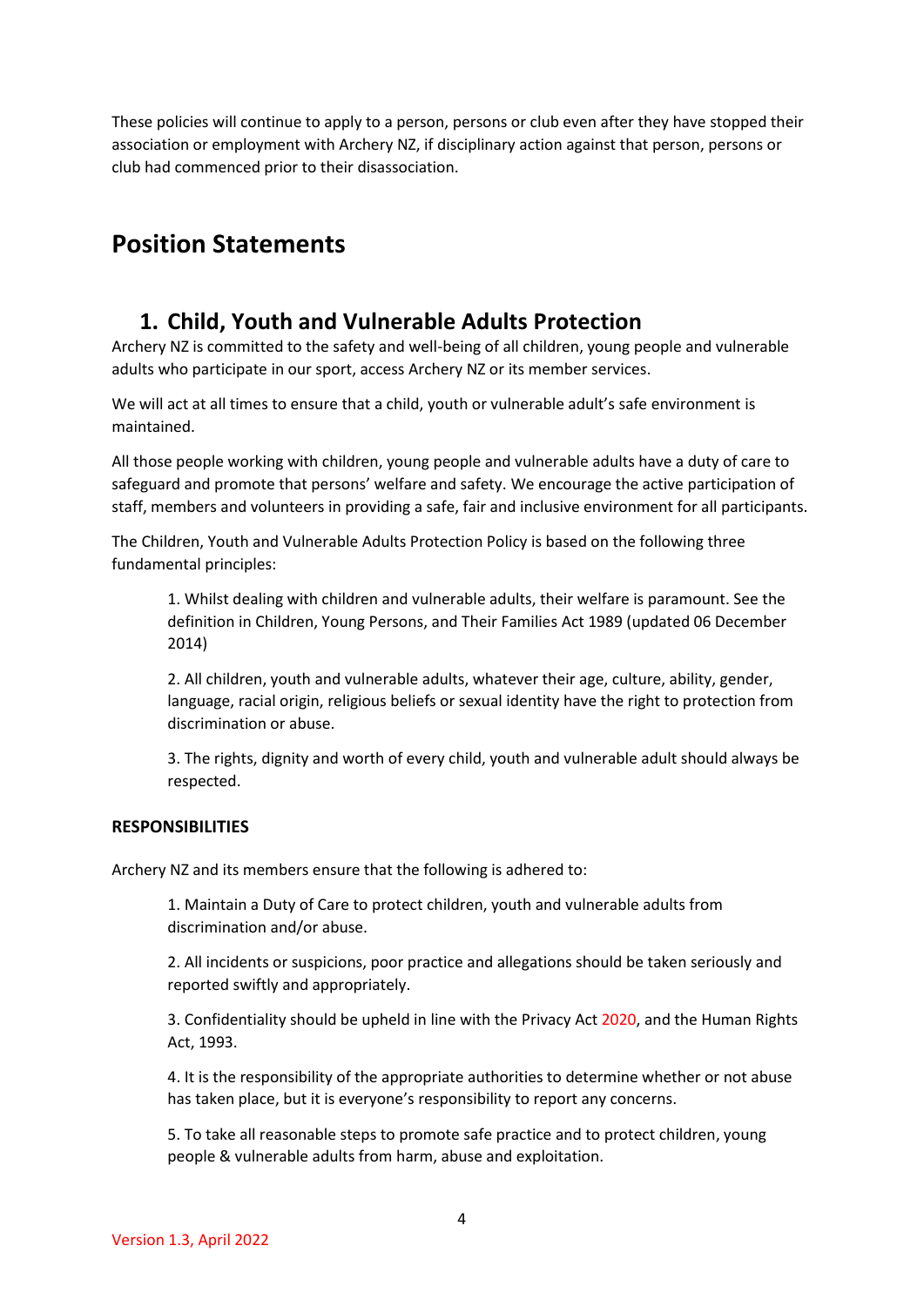These policies will continue to apply to a person, persons or club even after they have stopped their association or employment with Archery NZ, if disciplinary action against that person, persons or club had commenced prior to their disassociation.

# Position Statements

## 1. Child, Youth and Vulnerable Adults Protection

Archery NZ is committed to the safety and well-being of all children, young people and vulnerable adults who participate in our sport, access Archery NZ or its member services.

We will act at all times to ensure that a child, youth or vulnerable adult's safe environment is maintained.

All those people working with children, young people and vulnerable adults have a duty of care to safeguard and promote that persons' welfare and safety. We encourage the active participation of staff, members and volunteers in providing a safe, fair and inclusive environment for all participants.

The Children, Youth and Vulnerable Adults Protection Policy is based on the following three fundamental principles:

1. Whilst dealing with children and vulnerable adults, their welfare is paramount. See the definition in Children, Young Persons, and Their Families Act 1989 (updated 06 December 2014)

2. All children, youth and vulnerable adults, whatever their age, culture, ability, gender, language, racial origin, religious beliefs or sexual identity have the right to protection from discrimination or abuse.

3. The rights, dignity and worth of every child, youth and vulnerable adult should always be respected.

**RESPONSIBILITIES**

Archery NZ and its members ensure that the following is adhered to:

1. Maintain a Duty of Care to protect children, youth and vulnerable adults from discrimination and/or abuse.

2. All incidents or suspicions, poor practice and allegations should be taken seriously and reported swiftly and appropriately.

3. Confidentiality should be upheld in line with the Privacy Act 2020, and the Human Rights Act, 1993.

4. It is the responsibility of the appropriate authorities to determine whether or not abuse has taken place, but it is everyone's responsibility to report any concerns.

5. To take all reasonable steps to promote safe practice and to protect children, young people & vulnerable adults from harm, abuse and exploitation.

Version 1.3, April 2022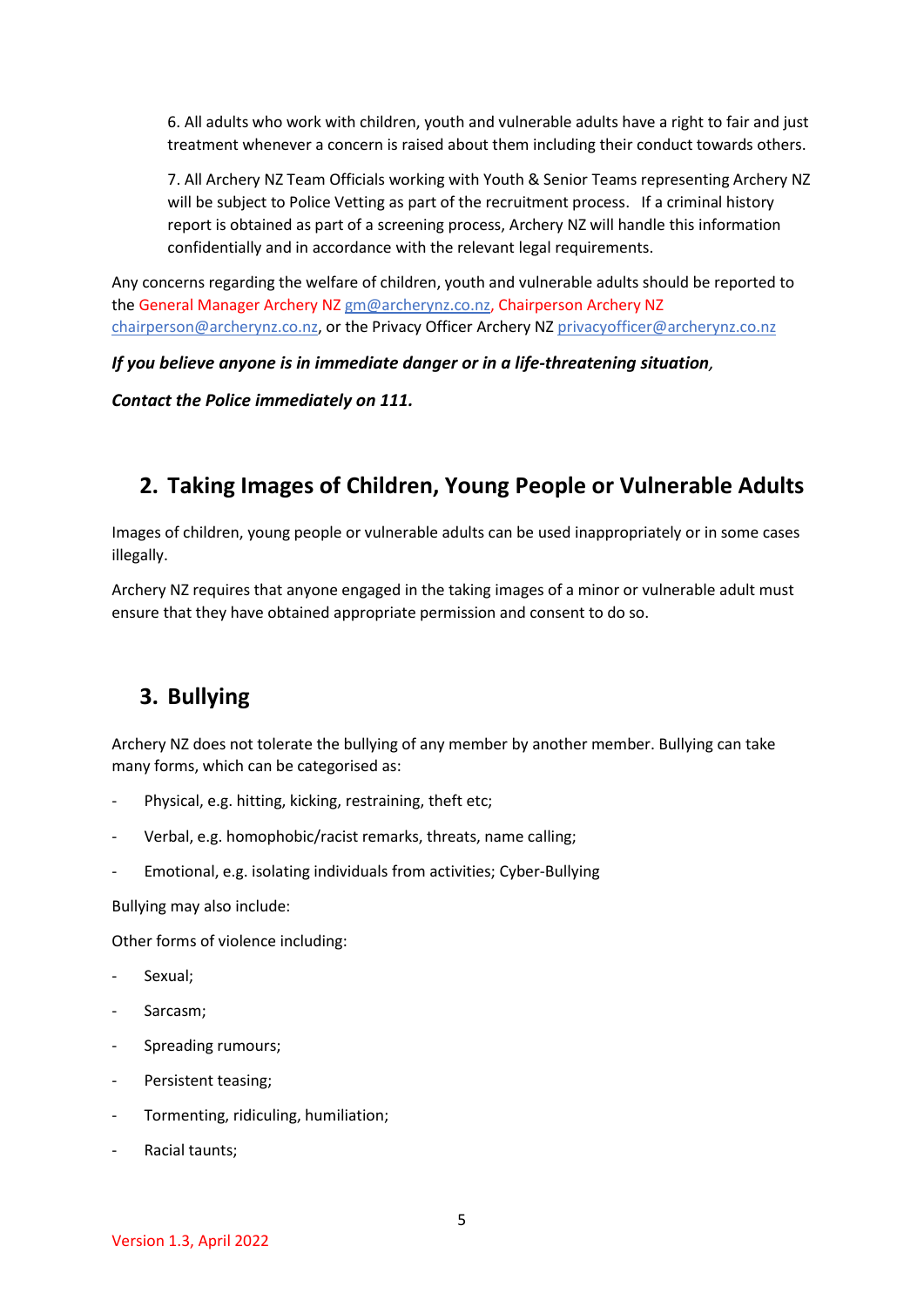6. All adults who work with children, youth and vulnerable adults have a right to fair and just treatment whenever a concern is raised about them including their conduct towards others.

7. All Archery NZ Team Officials working with Youth & Senior Teams representing Archery NZ will be subject to Police Vetting as part of the recruitment process. If a criminal history report is obtained as part of a screening process, Archery NZ will handle this information confidentially and in accordance with the relevant legal requirements.

Any concerns regarding the welfare of children, youth and vulnerable adults should be reported to the General Manager Archery NZ gm@archerynz.co.nz, Chairperson Archery NZ chairperson@archerynz.co.nz, or the Privacy Officer Archery NZ privacyofficer@archerynz.co.nz

***If you believe anyone is in immediate danger or in a life-threatening situation,***

***Contact the Police immediately on 111.***

## 2. Taking Images of Children, Young People or Vulnerable Adults

Images of children, young people or vulnerable adults can be used inappropriately or in some cases illegally.

Archery NZ requires that anyone engaged in the taking images of a minor or vulnerable adult must ensure that they have obtained appropriate permission and consent to do so.

## 3. Bullying

Archery NZ does not tolerate the bullying of any member by another member. Bullying can take many forms, which can be categorised as:

- Physical, e.g. hitting, kicking, restraining, theft etc;
- Verbal, e.g. homophobic/racist remarks, threats, name calling;
- Emotional, e.g. isolating individuals from activities; Cyber-Bullying

Bullying may also include:

Other forms of violence including:

- Sexual;
- Sarcasm;
- Spreading rumours;
- Persistent teasing;
- Tormenting, ridiculing, humiliation;
- Racial taunts;

Version 1.3, April 2022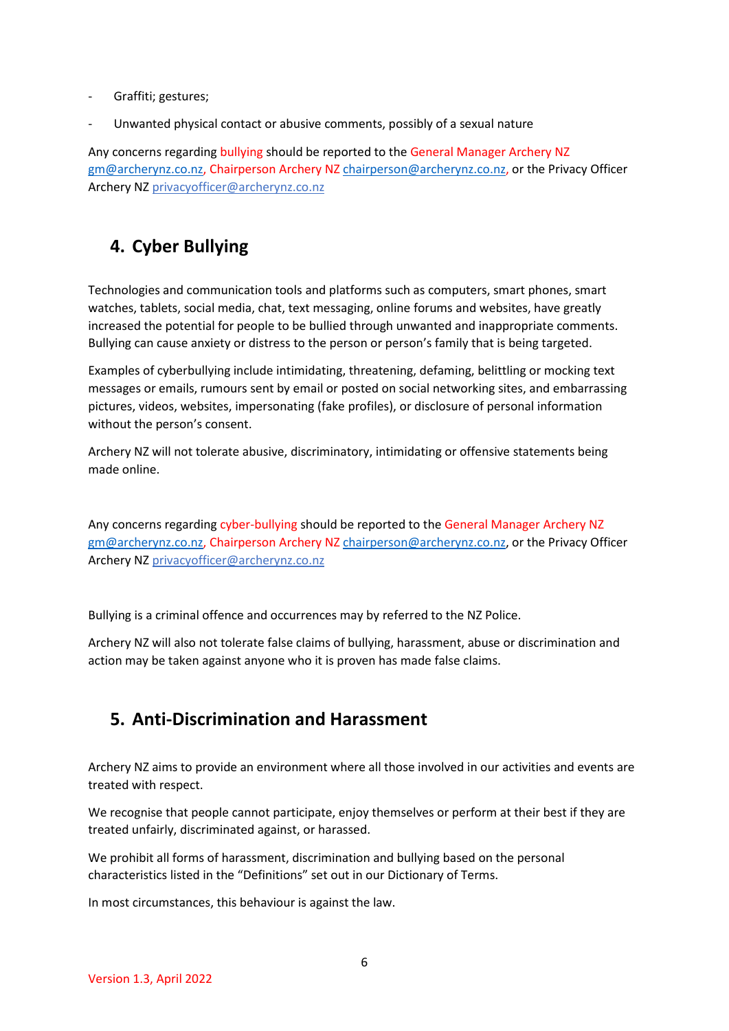- Graffiti; gestures;
- Unwanted physical contact or abusive comments, possibly of a sexual nature

Any concerns regarding bullying should be reported to the General Manager Archery NZ gm@archerynz.co.nz, Chairperson Archery NZ chairperson@archerynz.co.nz, or the Privacy Officer Archery NZ privacyofficer@archerynz.co.nz

## 4. Cyber Bullying

Technologies and communication tools and platforms such as computers, smart phones, smart watches, tablets, social media, chat, text messaging, online forums and websites, have greatly increased the potential for people to be bullied through unwanted and inappropriate comments. Bullying can cause anxiety or distress to the person or person's family that is being targeted.

Examples of cyberbullying include intimidating, threatening, defaming, belittling or mocking text messages or emails, rumours sent by email or posted on social networking sites, and embarrassing pictures, videos, websites, impersonating (fake profiles), or disclosure of personal information without the person's consent.

Archery NZ will not tolerate abusive, discriminatory, intimidating or offensive statements being made online.

Any concerns regarding cyber-bullying should be reported to the General Manager Archery NZ gm@archerynz.co.nz, Chairperson Archery NZ chairperson@archerynz.co.nz, or the Privacy Officer Archery NZ privacyofficer@archerynz.co.nz

Bullying is a criminal offence and occurrences may by referred to the NZ Police.

Archery NZ will also not tolerate false claims of bullying, harassment, abuse or discrimination and action may be taken against anyone who it is proven has made false claims.

## 5. Anti-Discrimination and Harassment

Archery NZ aims to provide an environment where all those involved in our activities and events are treated with respect.

We recognise that people cannot participate, enjoy themselves or perform at their best if they are treated unfairly, discriminated against, or harassed.

We prohibit all forms of harassment, discrimination and bullying based on the personal characteristics listed in the "Definitions" set out in our Dictionary of Terms.

In most circumstances, this behaviour is against the law.

Version 1.3, April 2022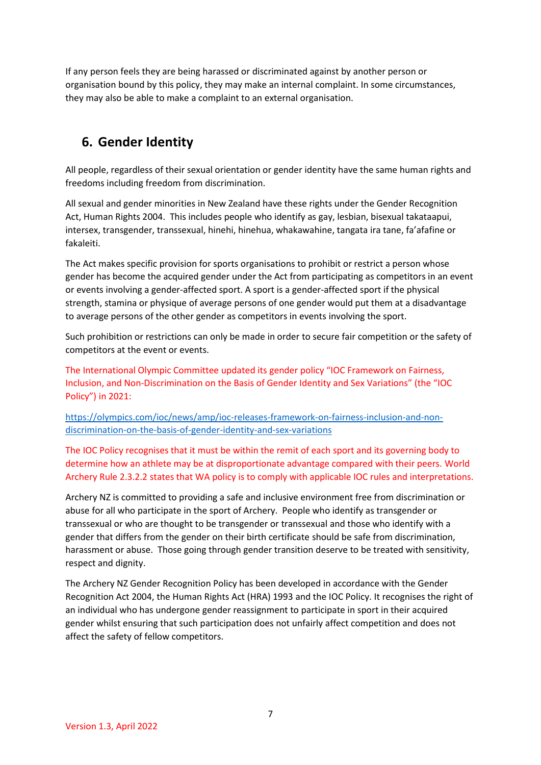If any person feels they are being harassed or discriminated against by another person or organisation bound by this policy, they may make an internal complaint. In some circumstances, they may also be able to make a complaint to an external organisation.

## 6. Gender Identity

All people, regardless of their sexual orientation or gender identity have the same human rights and freedoms including freedom from discrimination.

All sexual and gender minorities in New Zealand have these rights under the Gender Recognition Act, Human Rights 2004. This includes people who identify as gay, lesbian, bisexual takataapui, intersex, transgender, transsexual, hinehi, hinehua, whakawahine, tangata ira tane, fa'afafine or fakaleiti.

The Act makes specific provision for sports organisations to prohibit or restrict a person whose gender has become the acquired gender under the Act from participating as competitors in an event or events involving a gender-affected sport. A sport is a gender-affected sport if the physical strength, stamina or physique of average persons of one gender would put them at a disadvantage to average persons of the other gender as competitors in events involving the sport.

Such prohibition or restrictions can only be made in order to secure fair competition or the safety of competitors at the event or events.

The International Olympic Committee updated its gender policy "IOC Framework on Fairness, Inclusion, and Non-Discrimination on the Basis of Gender Identity and Sex Variations" (the "IOC Policy") in 2021:

https://olympics.com/ioc/news/amp/ioc-releases-framework-on-fairness-inclusion-and-non-discrimination-on-the-basis-of-gender-identity-and-sex-variations

The IOC Policy recognises that it must be within the remit of each sport and its governing body to determine how an athlete may be at disproportionate advantage compared with their peers. World Archery Rule 2.3.2.2 states that WA policy is to comply with applicable IOC rules and interpretations.

Archery NZ is committed to providing a safe and inclusive environment free from discrimination or abuse for all who participate in the sport of Archery. People who identify as transgender or transsexual or who are thought to be transgender or transsexual and those who identify with a gender that differs from the gender on their birth certificate should be safe from discrimination, harassment or abuse. Those going through gender transition deserve to be treated with sensitivity, respect and dignity.

The Archery NZ Gender Recognition Policy has been developed in accordance with the Gender Recognition Act 2004, the Human Rights Act (HRA) 1993 and the IOC Policy. It recognises the right of an individual who has undergone gender reassignment to participate in sport in their acquired gender whilst ensuring that such participation does not unfairly affect competition and does not affect the safety of fellow competitors.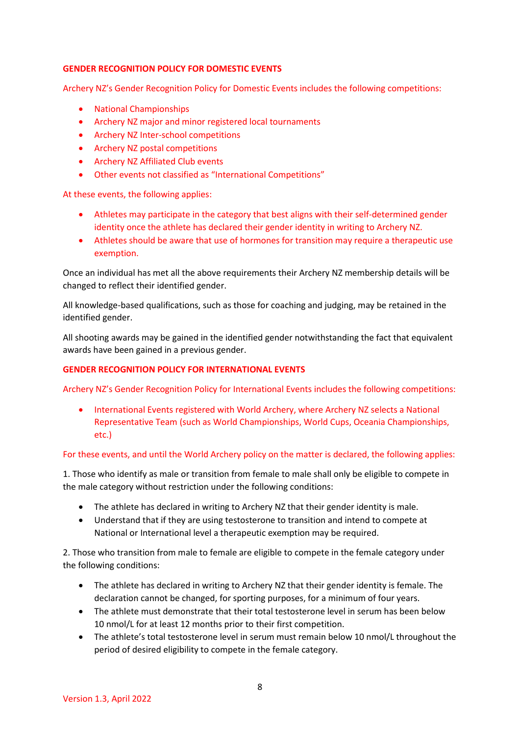## GENDER RECOGNITION POLICY FOR DOMESTIC EVENTS

Archery NZ's Gender Recognition Policy for Domestic Events includes the following competitions:

- National Championships
- Archery NZ major and minor registered local tournaments
- Archery NZ Inter-school competitions
- Archery NZ postal competitions
- Archery NZ Affiliated Club events
- Other events not classified as "International Competitions"

At these events, the following applies:

- Athletes may participate in the category that best aligns with their self-determined gender identity once the athlete has declared their gender identity in writing to Archery NZ.
- Athletes should be aware that use of hormones for transition may require a therapeutic use exemption.

Once an individual has met all the above requirements their Archery NZ membership details will be changed to reflect their identified gender.

All knowledge-based qualifications, such as those for coaching and judging, may be retained in the identified gender.

All shooting awards may be gained in the identified gender notwithstanding the fact that equivalent awards have been gained in a previous gender.

## GENDER RECOGNITION POLICY FOR INTERNATIONAL EVENTS

Archery NZ's Gender Recognition Policy for International Events includes the following competitions:

- International Events registered with World Archery, where Archery NZ selects a National Representative Team (such as World Championships, World Cups, Oceania Championships, etc.)

For these events, and until the World Archery policy on the matter is declared, the following applies:

1. Those who identify as male or transition from female to male shall only be eligible to compete in the male category without restriction under the following conditions:

- The athlete has declared in writing to Archery NZ that their gender identity is male.
- Understand that if they are using testosterone to transition and intend to compete at National or International level a therapeutic exemption may be required.

2. Those who transition from male to female are eligible to compete in the female category under the following conditions:

- The athlete has declared in writing to Archery NZ that their gender identity is female. The declaration cannot be changed, for sporting purposes, for a minimum of four years.
- The athlete must demonstrate that their total testosterone level in serum has been below 10 nmol/L for at least 12 months prior to their first competition.
- The athlete's total testosterone level in serum must remain below 10 nmol/L throughout the period of desired eligibility to compete in the female category.

Version 1.3, April 2022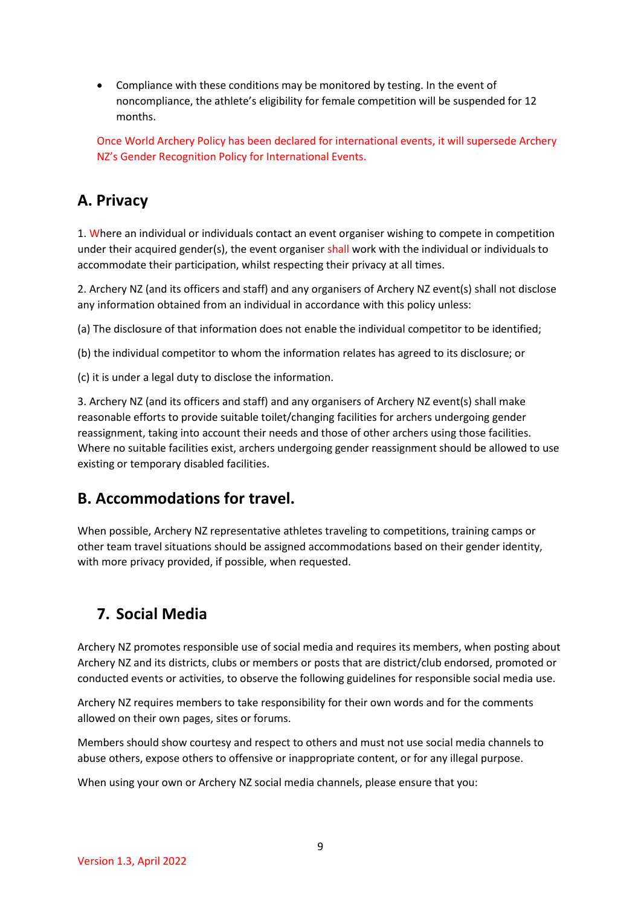- Compliance with these conditions may be monitored by testing. In the event of noncompliance, the athlete's eligibility for female competition will be suspended for 12 months.

Once World Archery Policy has been declared for international events, it will supersede Archery NZ's Gender Recognition Policy for International Events.

## A. Privacy

1. Where an individual or individuals contact an event organiser wishing to compete in competition under their acquired gender(s), the event organiser shall work with the individual or individuals to accommodate their participation, whilst respecting their privacy at all times.

2. Archery NZ (and its officers and staff) and any organisers of Archery NZ event(s) shall not disclose any information obtained from an individual in accordance with this policy unless:

(a) The disclosure of that information does not enable the individual competitor to be identified;

(b) the individual competitor to whom the information relates has agreed to its disclosure; or

(c) it is under a legal duty to disclose the information.

3. Archery NZ (and its officers and staff) and any organisers of Archery NZ event(s) shall make reasonable efforts to provide suitable toilet/changing facilities for archers undergoing gender reassignment, taking into account their needs and those of other archers using those facilities. Where no suitable facilities exist, archers undergoing gender reassignment should be allowed to use existing or temporary disabled facilities.

## B. Accommodations for travel.

When possible, Archery NZ representative athletes traveling to competitions, training camps or other team travel situations should be assigned accommodations based on their gender identity, with more privacy provided, if possible, when requested.

## 7. Social Media

Archery NZ promotes responsible use of social media and requires its members, when posting about Archery NZ and its districts, clubs or members or posts that are district/club endorsed, promoted or conducted events or activities, to observe the following guidelines for responsible social media use.

Archery NZ requires members to take responsibility for their own words and for the comments allowed on their own pages, sites or forums.

Members should show courtesy and respect to others and must not use social media channels to abuse others, expose others to offensive or inappropriate content, or for any illegal purpose.

When using your own or Archery NZ social media channels, please ensure that you: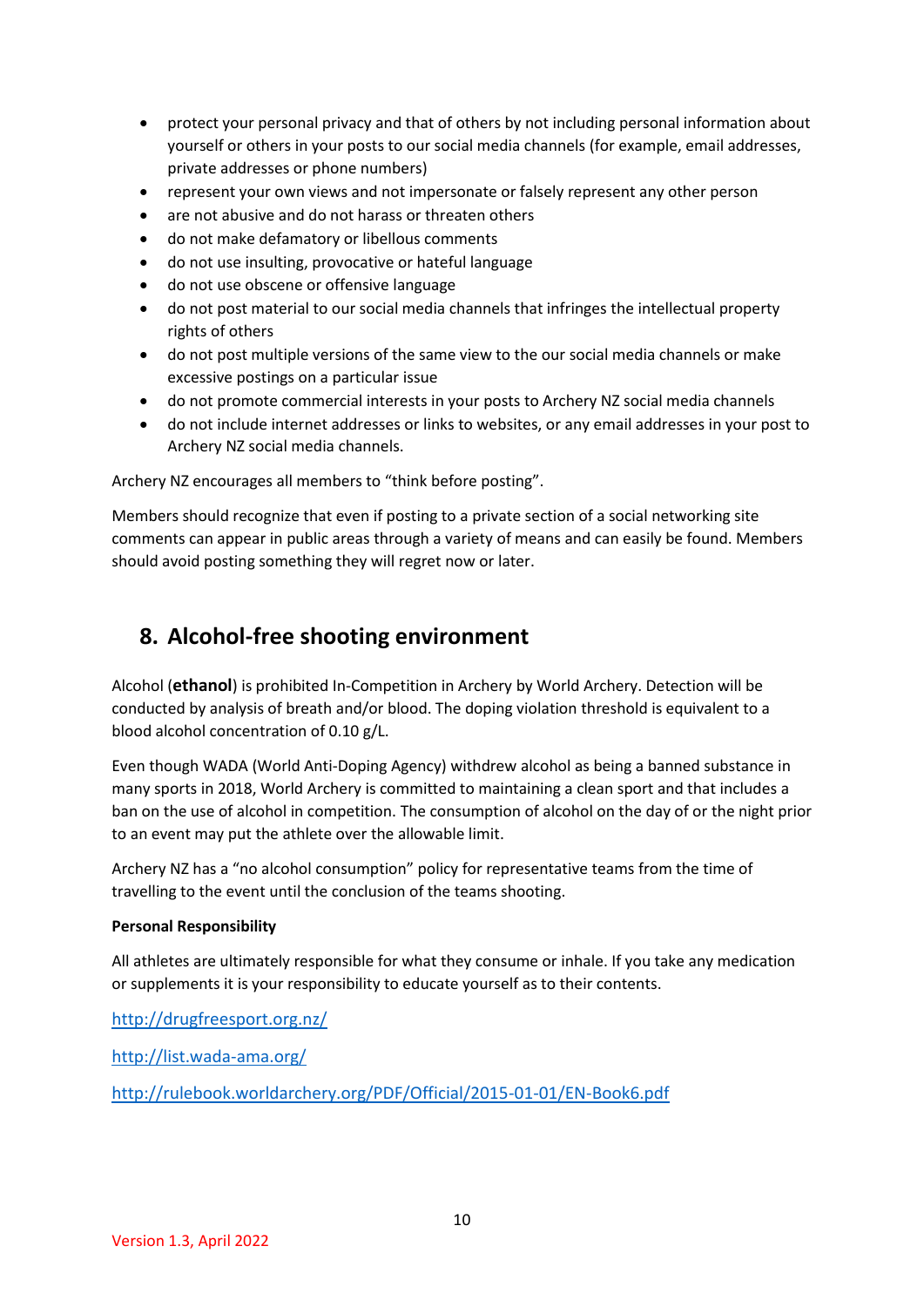- protect your personal privacy and that of others by not including personal information about yourself or others in your posts to our social media channels (for example, email addresses, private addresses or phone numbers)
- represent your own views and not impersonate or falsely represent any other person
- are not abusive and do not harass or threaten others
- do not make defamatory or libellous comments
- do not use insulting, provocative or hateful language
- do not use obscene or offensive language
- do not post material to our social media channels that infringes the intellectual property rights of others
- do not post multiple versions of the same view to the our social media channels or make excessive postings on a particular issue
- do not promote commercial interests in your posts to Archery NZ social media channels
- do not include internet addresses or links to websites, or any email addresses in your post to Archery NZ social media channels.

Archery NZ encourages all members to "think before posting".

Members should recognize that even if posting to a private section of a social networking site comments can appear in public areas through a variety of means and can easily be found. Members should avoid posting something they will regret now or later.

## 8. Alcohol-free shooting environment

Alcohol (**ethanol**) is prohibited In-Competition in Archery by World Archery. Detection will be conducted by analysis of breath and/or blood. The doping violation threshold is equivalent to a blood alcohol concentration of 0.10 g/L.

Even though WADA (World Anti-Doping Agency) withdrew alcohol as being a banned substance in many sports in 2018, World Archery is committed to maintaining a clean sport and that includes a ban on the use of alcohol in competition. The consumption of alcohol on the day of or the night prior to an event may put the athlete over the allowable limit.

Archery NZ has a "no alcohol consumption" policy for representative teams from the time of travelling to the event until the conclusion of the teams shooting.

**Personal Responsibility**

All athletes are ultimately responsible for what they consume or inhale. If you take any medication or supplements it is your responsibility to educate yourself as to their contents.

http://drugfreesport.org.nz/

http://list.wada-ama.org/

http://rulebook.worldarchery.org/PDF/Official/2015-01-01/EN-Book6.pdf

Version 1.3, April 2022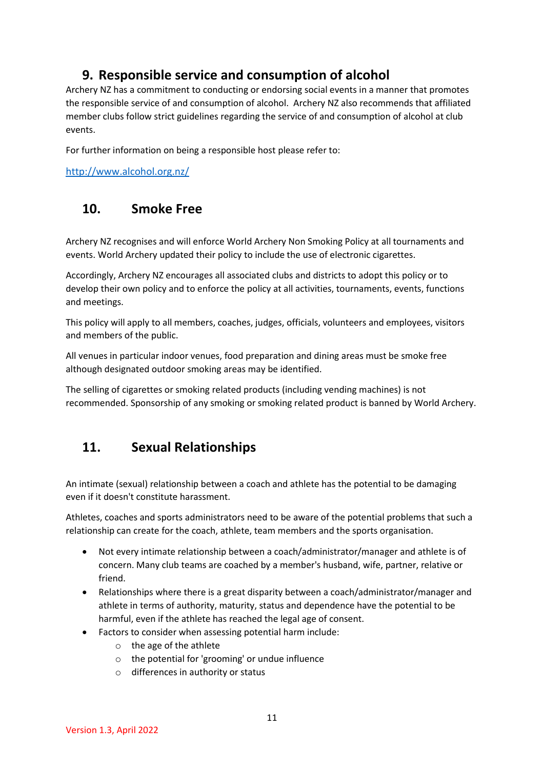## 9. Responsible service and consumption of alcohol

Archery NZ has a commitment to conducting or endorsing social events in a manner that promotes the responsible service of and consumption of alcohol. Archery NZ also recommends that affiliated member clubs follow strict guidelines regarding the service of and consumption of alcohol at club events.

For further information on being a responsible host please refer to:

[http://www.alcohol.org.nz/](http://www.alcohol.org.nz/)

## 10. Smoke Free

Archery NZ recognises and will enforce World Archery Non Smoking Policy at all tournaments and events. World Archery updated their policy to include the use of electronic cigarettes.

Accordingly, Archery NZ encourages all associated clubs and districts to adopt this policy or to develop their own policy and to enforce the policy at all activities, tournaments, events, functions and meetings.

This policy will apply to all members, coaches, judges, officials, volunteers and employees, visitors and members of the public.

All venues in particular indoor venues, food preparation and dining areas must be smoke free although designated outdoor smoking areas may be identified.

The selling of cigarettes or smoking related products (including vending machines) is not recommended. Sponsorship of any smoking or smoking related product is banned by World Archery.

## 11. Sexual Relationships

An intimate (sexual) relationship between a coach and athlete has the potential to be damaging even if it doesn't constitute harassment.

Athletes, coaches and sports administrators need to be aware of the potential problems that such a relationship can create for the coach, athlete, team members and the sports organisation.

- Not every intimate relationship between a coach/administrator/manager and athlete is of concern. Many club teams are coached by a member's husband, wife, partner, relative or friend.
- Relationships where there is a great disparity between a coach/administrator/manager and athlete in terms of authority, maturity, status and dependence have the potential to be harmful, even if the athlete has reached the legal age of consent.
- Factors to consider when assessing potential harm include:
  - the age of the athlete
  - the potential for 'grooming' or undue influence
  - differences in authority or status

Version 1.3, April 2022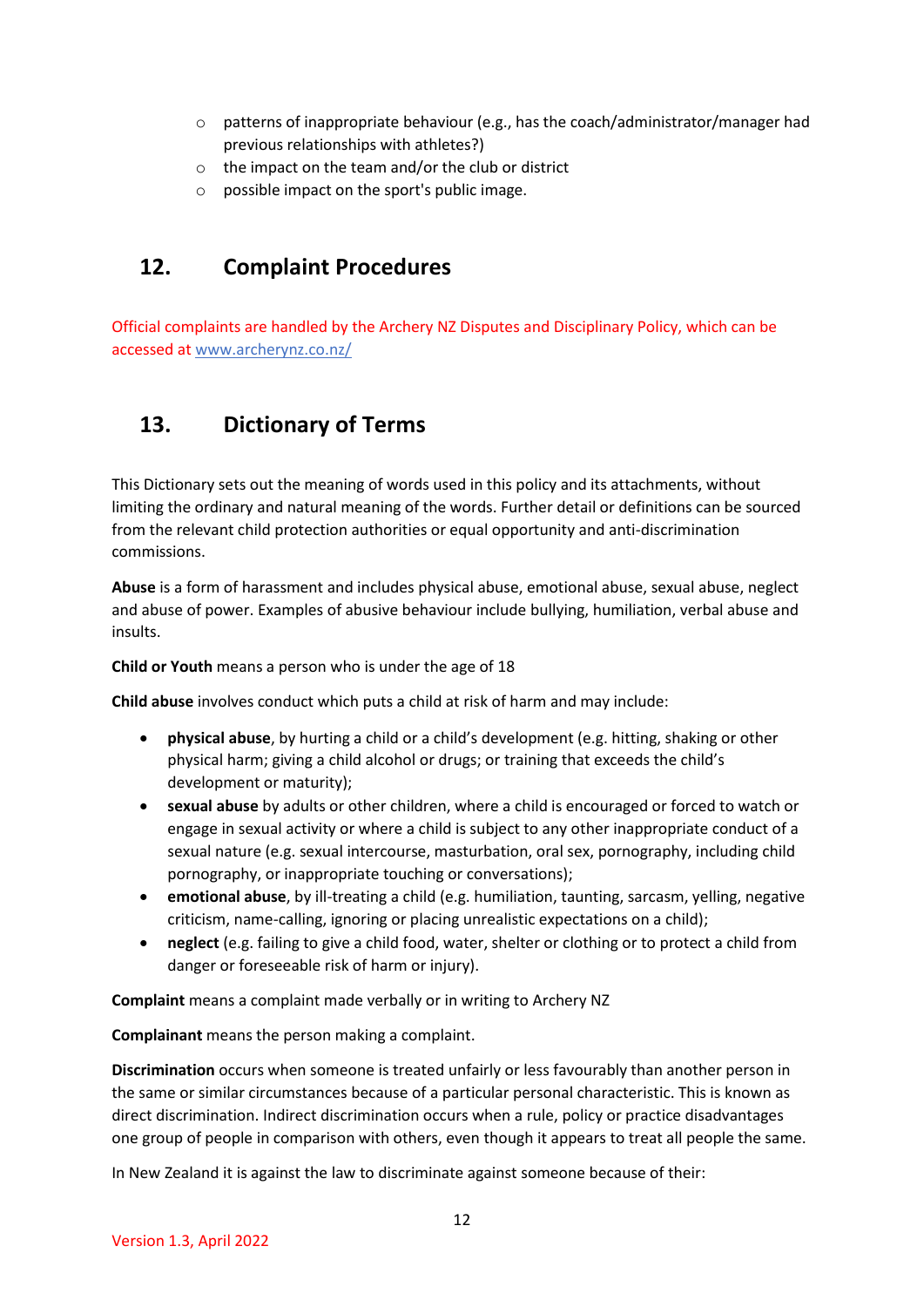- patterns of inappropriate behaviour (e.g., has the coach/administrator/manager had previous relationships with athletes?)
  - the impact on the team and/or the club or district
  - possible impact on the sport's public image.

## 12. Complaint Procedures

Official complaints are handled by the Archery NZ Disputes and Disciplinary Policy, which can be accessed at [www.archerynz.co.nz/](www.archerynz.co.nz/)

## 13. Dictionary of Terms

This Dictionary sets out the meaning of words used in this policy and its attachments, without limiting the ordinary and natural meaning of the words. Further detail or definitions can be sourced from the relevant child protection authorities or equal opportunity and anti-discrimination commissions.

**Abuse** is a form of harassment and includes physical abuse, emotional abuse, sexual abuse, neglect and abuse of power. Examples of abusive behaviour include bullying, humiliation, verbal abuse and insults.

**Child or Youth** means a person who is under the age of 18

**Child abuse** involves conduct which puts a child at risk of harm and may include:

- **physical abuse**, by hurting a child or a child's development (e.g. hitting, shaking or other physical harm; giving a child alcohol or drugs; or training that exceeds the child's development or maturity);
- **sexual abuse** by adults or other children, where a child is encouraged or forced to watch or engage in sexual activity or where a child is subject to any other inappropriate conduct of a sexual nature (e.g. sexual intercourse, masturbation, oral sex, pornography, including child pornography, or inappropriate touching or conversations);
- **emotional abuse**, by ill-treating a child (e.g. humiliation, taunting, sarcasm, yelling, negative criticism, name-calling, ignoring or placing unrealistic expectations on a child);
- **neglect** (e.g. failing to give a child food, water, shelter or clothing or to protect a child from danger or foreseeable risk of harm or injury).

**Complaint** means a complaint made verbally or in writing to Archery NZ

**Complainant** means the person making a complaint.

**Discrimination** occurs when someone is treated unfairly or less favourably than another person in the same or similar circumstances because of a particular personal characteristic. This is known as direct discrimination. Indirect discrimination occurs when a rule, policy or practice disadvantages one group of people in comparison with others, even though it appears to treat all people the same.

In New Zealand it is against the law to discriminate against someone because of their: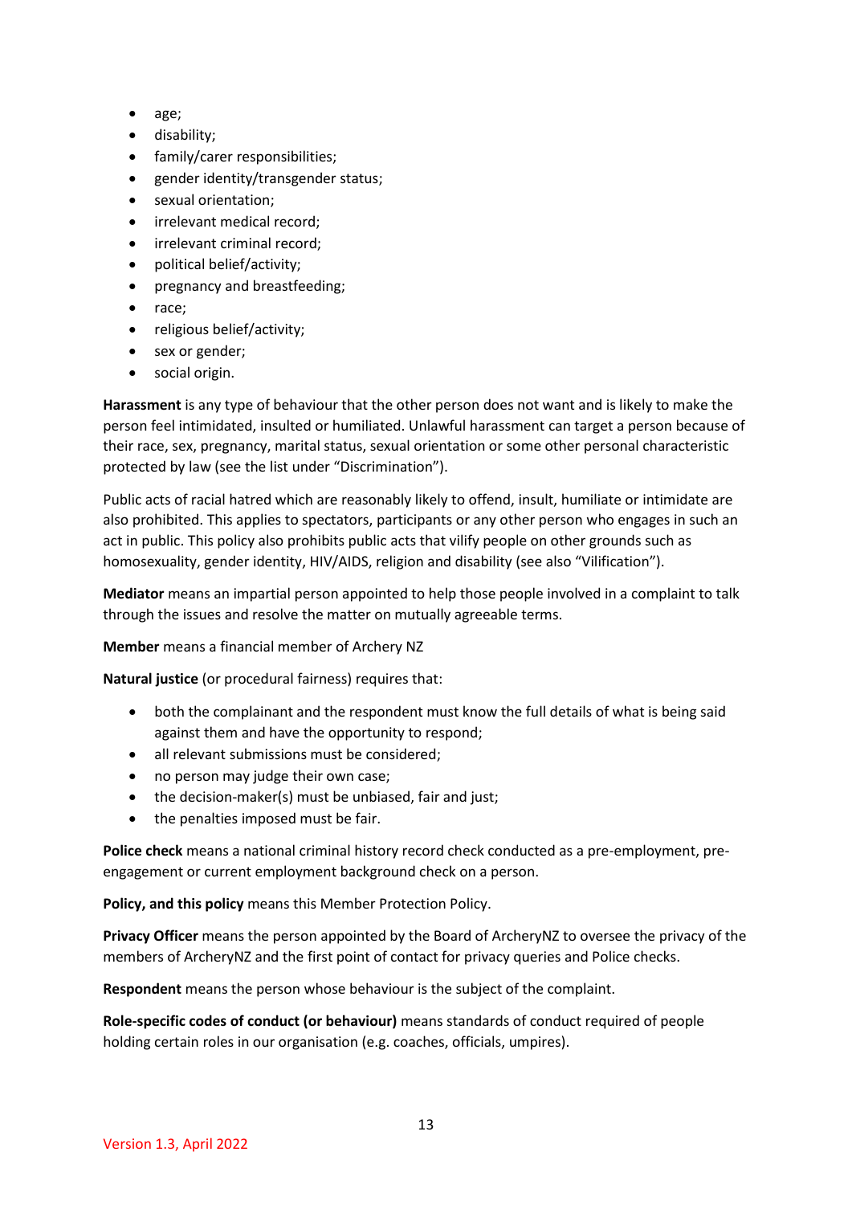- age;
- disability;
- family/carer responsibilities;
- gender identity/transgender status;
- sexual orientation;
- irrelevant medical record;
- irrelevant criminal record;
- political belief/activity;
- pregnancy and breastfeeding;
- race;
- religious belief/activity;
- sex or gender;
- social origin.

**Harassment** is any type of behaviour that the other person does not want and is likely to make the person feel intimidated, insulted or humiliated. Unlawful harassment can target a person because of their race, sex, pregnancy, marital status, sexual orientation or some other personal characteristic protected by law (see the list under "Discrimination").

Public acts of racial hatred which are reasonably likely to offend, insult, humiliate or intimidate are also prohibited. This applies to spectators, participants or any other person who engages in such an act in public. This policy also prohibits public acts that vilify people on other grounds such as homosexuality, gender identity, HIV/AIDS, religion and disability (see also "Vilification").

**Mediator** means an impartial person appointed to help those people involved in a complaint to talk through the issues and resolve the matter on mutually agreeable terms.

**Member** means a financial member of Archery NZ

**Natural justice** (or procedural fairness) requires that:

- both the complainant and the respondent must know the full details of what is being said against them and have the opportunity to respond;
- all relevant submissions must be considered;
- no person may judge their own case;
- the decision-maker(s) must be unbiased, fair and just;
- the penalties imposed must be fair.

**Police check** means a national criminal history record check conducted as a pre-employment, pre-engagement or current employment background check on a person.

**Policy, and this policy** means this Member Protection Policy.

**Privacy Officer** means the person appointed by the Board of ArcheryNZ to oversee the privacy of the members of ArcheryNZ and the first point of contact for privacy queries and Police checks.

**Respondent** means the person whose behaviour is the subject of the complaint.

**Role-specific codes of conduct (or behaviour)** means standards of conduct required of people holding certain roles in our organisation (e.g. coaches, officials, umpires).

Version 1.3, April 2022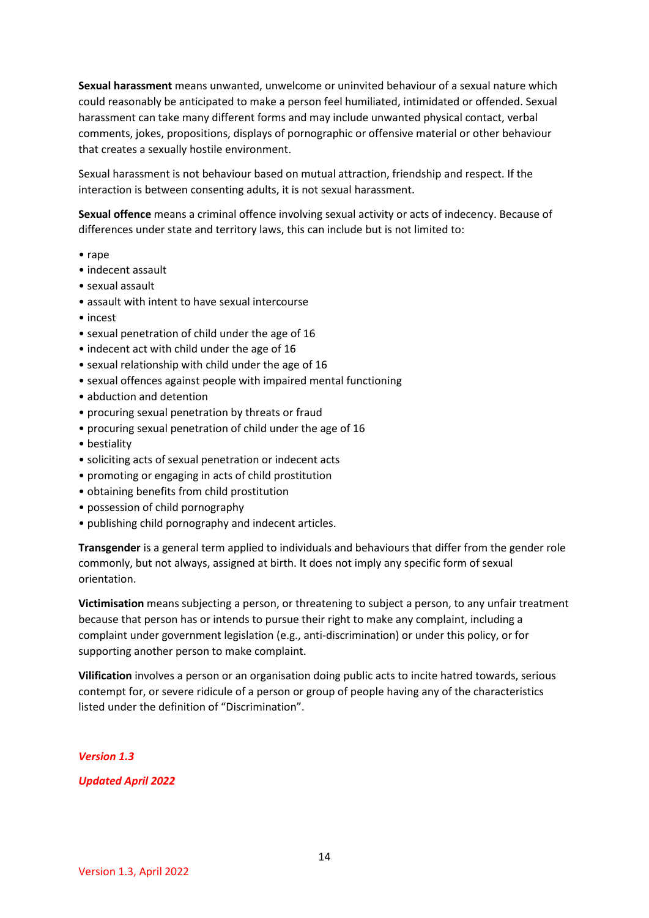**Sexual harassment** means unwanted, unwelcome or uninvited behaviour of a sexual nature which could reasonably be anticipated to make a person feel humiliated, intimidated or offended. Sexual harassment can take many different forms and may include unwanted physical contact, verbal comments, jokes, propositions, displays of pornographic or offensive material or other behaviour that creates a sexually hostile environment.

Sexual harassment is not behaviour based on mutual attraction, friendship and respect. If the interaction is between consenting adults, it is not sexual harassment.

**Sexual offence** means a criminal offence involving sexual activity or acts of indecency. Because of differences under state and territory laws, this can include but is not limited to:

- rape
- indecent assault
- sexual assault
- assault with intent to have sexual intercourse
- incest
- sexual penetration of child under the age of 16
- indecent act with child under the age of 16
- sexual relationship with child under the age of 16
- sexual offences against people with impaired mental functioning
- abduction and detention
- procuring sexual penetration by threats or fraud
- procuring sexual penetration of child under the age of 16
- bestiality
- soliciting acts of sexual penetration or indecent acts
- promoting or engaging in acts of child prostitution
- obtaining benefits from child prostitution
- possession of child pornography
- publishing child pornography and indecent articles.

**Transgender** is a general term applied to individuals and behaviours that differ from the gender role commonly, but not always, assigned at birth. It does not imply any specific form of sexual orientation.

**Victimisation** means subjecting a person, or threatening to subject a person, to any unfair treatment because that person has or intends to pursue their right to make any complaint, including a complaint under government legislation (e.g., anti-discrimination) or under this policy, or for supporting another person to make complaint.

**Vilification** involves a person or an organisation doing public acts to incite hatred towards, serious contempt for, or severe ridicule of a person or group of people having any of the characteristics listed under the definition of "Discrimination".

***Version 1.3***

***Updated April 2022***